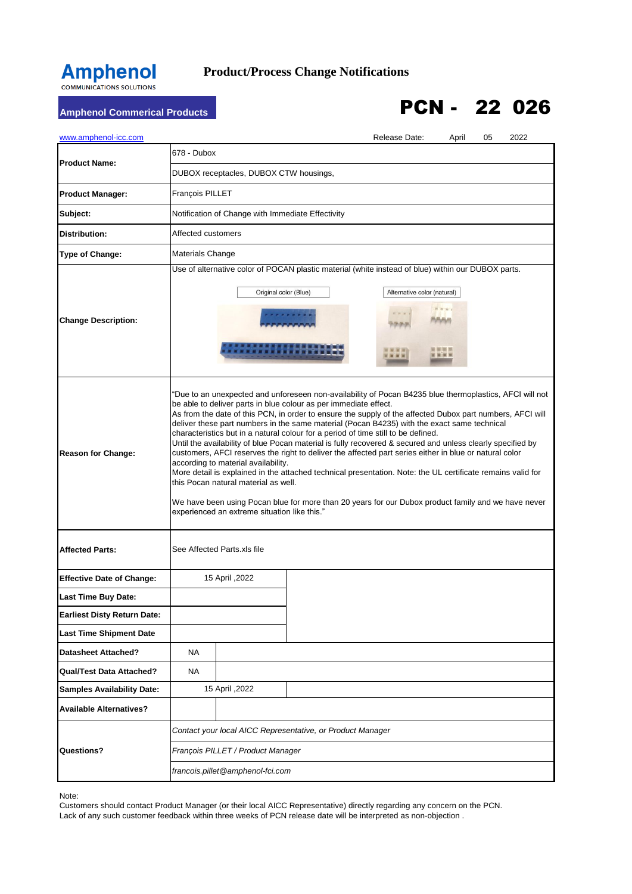**Amphenol**
COMMUNICATIONS SOLUTIONS

# Product/Process Change Notifications

**Amphenol Commerical Products**

# PCN - 22 026

www.amphenol-icc.com

Release Date: April 05 2022

| | | |
|---|---|---|
| **Product Name:** | 678 - Dubox | |
| | DUBOX receptacles, DUBOX CTW housings, | |
| **Product Manager:** | François PILLET | |
| **Subject:** | Notification of Change with Immediate Effectivity | |
| **Distribution:** | Affected customers | |
| **Type of Change:** | Materials Change | |
| **Change Description:** | Use of alternative color of POCAN plastic material (white instead of blue) within our DUBOX parts. Original color (Blue) / Alternative color (natural) | |
| **Reason for Change:** | "Due to an unexpected and unforeseen non-availability of Pocan B4235 blue thermoplastics, AFCI will not be able to deliver parts in blue colour as per immediate effect. As from the date of this PCN, in order to ensure the supply of the affected Dubox part numbers, AFCI will deliver these part numbers in the same material (Pocan B4235) with the exact same technical characteristics but in a natural colour for a period of time still to be defined. Until the availability of blue Pocan material is fully recovered & secured and unless clearly specified by customers, AFCI reserves the right to deliver the affected part series either in blue or natural color according to material availability. More detail is explained in the attached technical presentation. Note: the UL certificate remains valid for this Pocan natural material as well. We have been using Pocan blue for more than 20 years for our Dubox product family and we have never experienced an extreme situation like this." | |
| **Affected Parts:** | See Affected Parts.xls file | |
| **Effective Date of Change:** | 15 April ,2022 | |
| **Last Time Buy Date:** | | |
| **Earliest Disty Return Date:** | | |
| **Last Time Shipment Date** | | |
| **Datasheet Attached?** | NA | |
| **Qual/Test Data Attached?** | NA | |
| **Samples Availability Date:** | 15 April ,2022 | |
| **Available Alternatives?** | | |
| **Questions?** | *Contact your local AICC Representative, or Product Manager* | |
| | *François PILLET / Product Manager* | |
| | *francois.pillet@amphenol-fci.com* | |

Note:
Customers should contact Product Manager (or their local AICC Representative) directly regarding any concern on the PCN.
Lack of any such customer feedback within three weeks of PCN release date will be interpreted as non-objection .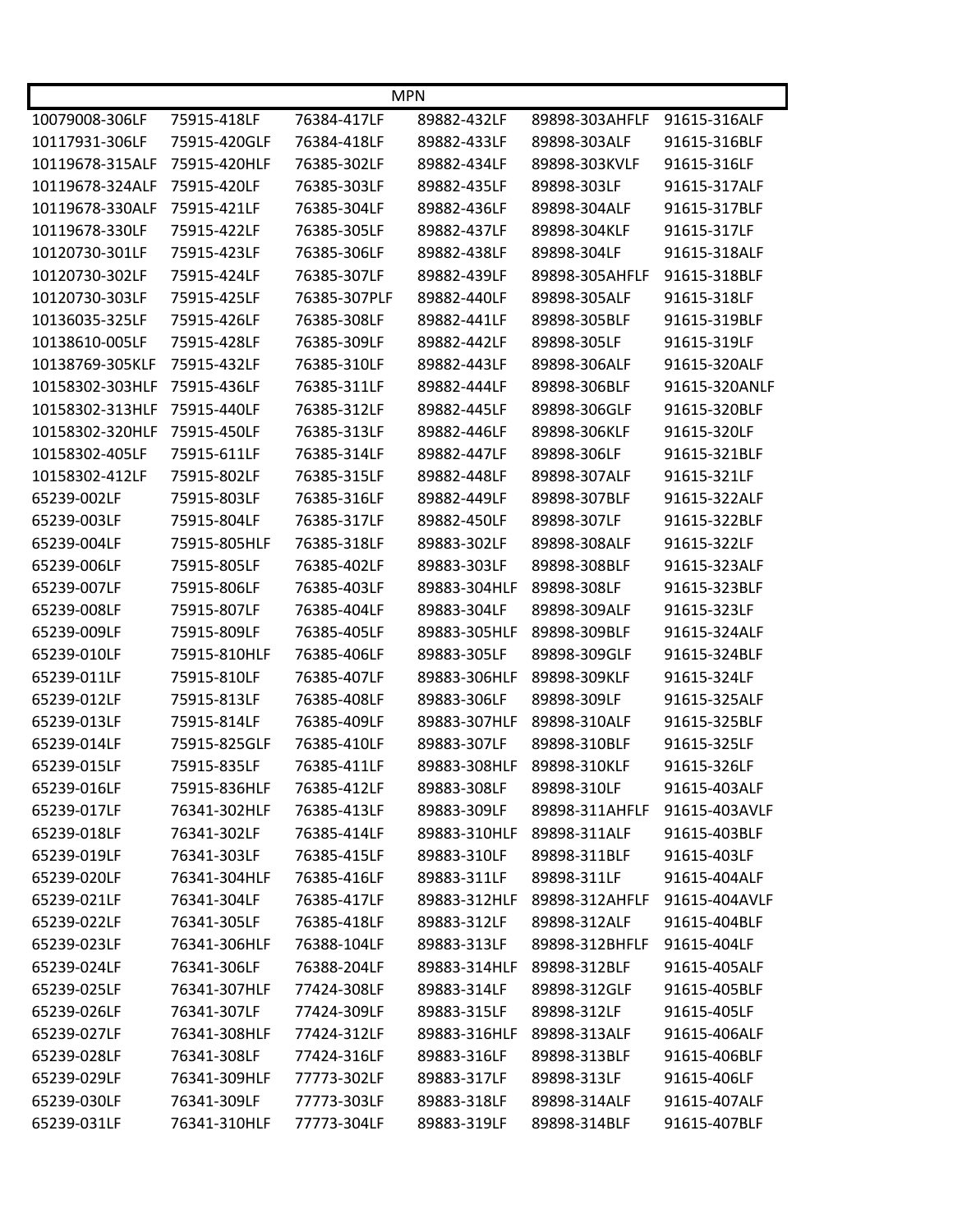| MPN | | | | | |
|---|---|---|---|---|---|
| 10079008-306LF | 75915-418LF | 76384-417LF | 89882-432LF | 89898-303AHFLF | 91615-316ALF |
| 10117931-306LF | 75915-420GLF | 76384-418LF | 89882-433LF | 89898-303ALF | 91615-316BLF |
| 10119678-315ALF | 75915-420HLF | 76385-302LF | 89882-434LF | 89898-303KVLF | 91615-316LF |
| 10119678-324ALF | 75915-420LF | 76385-303LF | 89882-435LF | 89898-303LF | 91615-317ALF |
| 10119678-330ALF | 75915-421LF | 76385-304LF | 89882-436LF | 89898-304ALF | 91615-317BLF |
| 10119678-330LF | 75915-422LF | 76385-305LF | 89882-437LF | 89898-304KLF | 91615-317LF |
| 10120730-301LF | 75915-423LF | 76385-306LF | 89882-438LF | 89898-304LF | 91615-318ALF |
| 10120730-302LF | 75915-424LF | 76385-307LF | 89882-439LF | 89898-305AHFLF | 91615-318BLF |
| 10120730-303LF | 75915-425LF | 76385-307PLF | 89882-440LF | 89898-305ALF | 91615-318LF |
| 10136035-325LF | 75915-426LF | 76385-308LF | 89882-441LF | 89898-305BLF | 91615-319BLF |
| 10138610-005LF | 75915-428LF | 76385-309LF | 89882-442LF | 89898-305LF | 91615-319LF |
| 10138769-305KLF | 75915-432LF | 76385-310LF | 89882-443LF | 89898-306ALF | 91615-320ALF |
| 10158302-303HLF | 75915-436LF | 76385-311LF | 89882-444LF | 89898-306BLF | 91615-320ANLF |
| 10158302-313HLF | 75915-440LF | 76385-312LF | 89882-445LF | 89898-306GLF | 91615-320BLF |
| 10158302-320HLF | 75915-450LF | 76385-313LF | 89882-446LF | 89898-306KLF | 91615-320LF |
| 10158302-405LF | 75915-611LF | 76385-314LF | 89882-447LF | 89898-306LF | 91615-321BLF |
| 10158302-412LF | 75915-802LF | 76385-315LF | 89882-448LF | 89898-307ALF | 91615-321LF |
| 65239-002LF | 75915-803LF | 76385-316LF | 89882-449LF | 89898-307BLF | 91615-322ALF |
| 65239-003LF | 75915-804LF | 76385-317LF | 89882-450LF | 89898-307LF | 91615-322BLF |
| 65239-004LF | 75915-805HLF | 76385-318LF | 89883-302LF | 89898-308ALF | 91615-322LF |
| 65239-006LF | 75915-805LF | 76385-402LF | 89883-303LF | 89898-308BLF | 91615-323ALF |
| 65239-007LF | 75915-806LF | 76385-403LF | 89883-304HLF | 89898-308LF | 91615-323BLF |
| 65239-008LF | 75915-807LF | 76385-404LF | 89883-304LF | 89898-309ALF | 91615-323LF |
| 65239-009LF | 75915-809LF | 76385-405LF | 89883-305HLF | 89898-309BLF | 91615-324ALF |
| 65239-010LF | 75915-810HLF | 76385-406LF | 89883-305LF | 89898-309GLF | 91615-324BLF |
| 65239-011LF | 75915-810LF | 76385-407LF | 89883-306HLF | 89898-309KLF | 91615-324LF |
| 65239-012LF | 75915-813LF | 76385-408LF | 89883-306LF | 89898-309LF | 91615-325ALF |
| 65239-013LF | 75915-814LF | 76385-409LF | 89883-307HLF | 89898-310ALF | 91615-325BLF |
| 65239-014LF | 75915-825GLF | 76385-410LF | 89883-307LF | 89898-310BLF | 91615-325LF |
| 65239-015LF | 75915-835LF | 76385-411LF | 89883-308HLF | 89898-310KLF | 91615-326LF |
| 65239-016LF | 75915-836HLF | 76385-412LF | 89883-308LF | 89898-310LF | 91615-403ALF |
| 65239-017LF | 76341-302HLF | 76385-413LF | 89883-309LF | 89898-311AHFLF | 91615-403AVLF |
| 65239-018LF | 76341-302LF | 76385-414LF | 89883-310HLF | 89898-311ALF | 91615-403BLF |
| 65239-019LF | 76341-303LF | 76385-415LF | 89883-310LF | 89898-311BLF | 91615-403LF |
| 65239-020LF | 76341-304HLF | 76385-416LF | 89883-311LF | 89898-311LF | 91615-404ALF |
| 65239-021LF | 76341-304LF | 76385-417LF | 89883-312HLF | 89898-312AHFLF | 91615-404AVLF |
| 65239-022LF | 76341-305LF | 76385-418LF | 89883-312LF | 89898-312ALF | 91615-404BLF |
| 65239-023LF | 76341-306HLF | 76388-104LF | 89883-313LF | 89898-312BHFLF | 91615-404LF |
| 65239-024LF | 76341-306LF | 76388-204LF | 89883-314HLF | 89898-312BLF | 91615-405ALF |
| 65239-025LF | 76341-307HLF | 77424-308LF | 89883-314LF | 89898-312GLF | 91615-405BLF |
| 65239-026LF | 76341-307LF | 77424-309LF | 89883-315LF | 89898-312LF | 91615-405LF |
| 65239-027LF | 76341-308HLF | 77424-312LF | 89883-316HLF | 89898-313ALF | 91615-406ALF |
| 65239-028LF | 76341-308LF | 77424-316LF | 89883-316LF | 89898-313BLF | 91615-406BLF |
| 65239-029LF | 76341-309HLF | 77773-302LF | 89883-317LF | 89898-313LF | 91615-406LF |
| 65239-030LF | 76341-309LF | 77773-303LF | 89883-318LF | 89898-314ALF | 91615-407ALF |
| 65239-031LF | 76341-310HLF | 77773-304LF | 89883-319LF | 89898-314BLF | 91615-407BLF |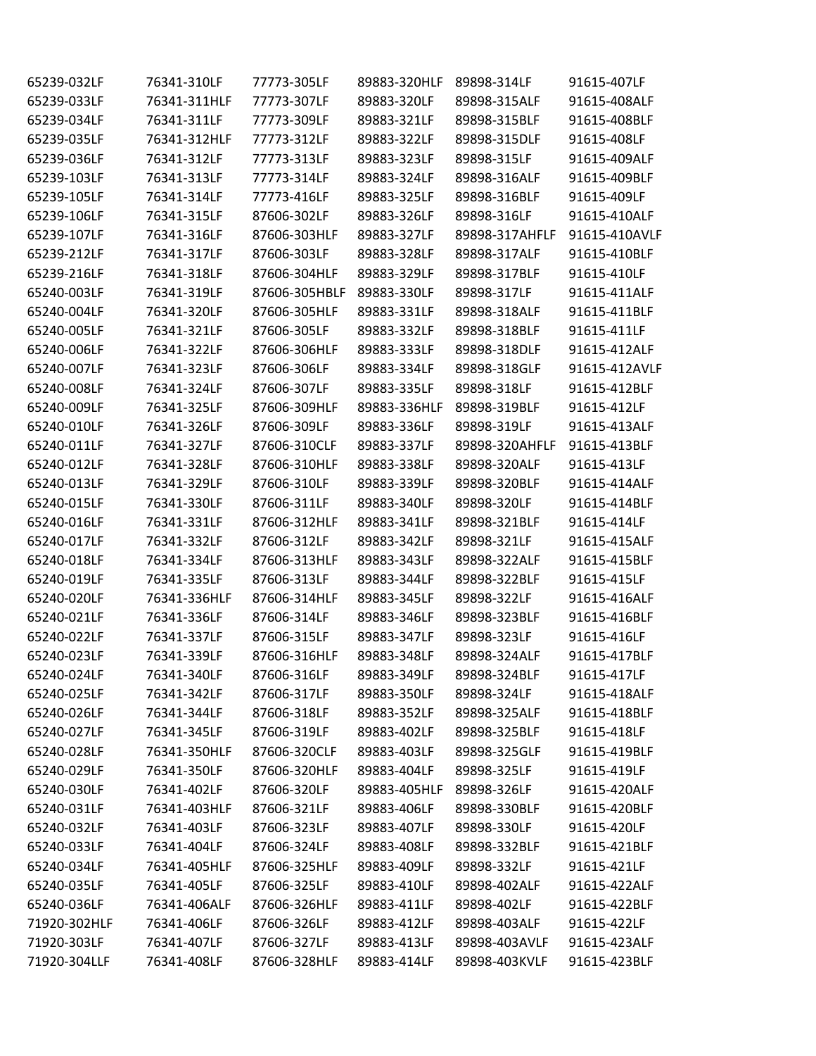| 65239-032LF | 76341-310LF | 77773-305LF | 89883-320HLF | 89898-314LF | 91615-407LF |
|---|---|---|---|---|---|
| 65239-033LF | 76341-311HLF | 77773-307LF | 89883-320LF | 89898-315ALF | 91615-408ALF |
| 65239-034LF | 76341-311LF | 77773-309LF | 89883-321LF | 89898-315BLF | 91615-408BLF |
| 65239-035LF | 76341-312HLF | 77773-312LF | 89883-322LF | 89898-315DLF | 91615-408LF |
| 65239-036LF | 76341-312LF | 77773-313LF | 89883-323LF | 89898-315LF | 91615-409ALF |
| 65239-103LF | 76341-313LF | 77773-314LF | 89883-324LF | 89898-316ALF | 91615-409BLF |
| 65239-105LF | 76341-314LF | 77773-416LF | 89883-325LF | 89898-316BLF | 91615-409LF |
| 65239-106LF | 76341-315LF | 87606-302LF | 89883-326LF | 89898-316LF | 91615-410ALF |
| 65239-107LF | 76341-316LF | 87606-303HLF | 89883-327LF | 89898-317AHFLF | 91615-410AVLF |
| 65239-212LF | 76341-317LF | 87606-303LF | 89883-328LF | 89898-317ALF | 91615-410BLF |
| 65239-216LF | 76341-318LF | 87606-304HLF | 89883-329LF | 89898-317BLF | 91615-410LF |
| 65240-003LF | 76341-319LF | 87606-305HBLF | 89883-330LF | 89898-317LF | 91615-411ALF |
| 65240-004LF | 76341-320LF | 87606-305HLF | 89883-331LF | 89898-318ALF | 91615-411BLF |
| 65240-005LF | 76341-321LF | 87606-305LF | 89883-332LF | 89898-318BLF | 91615-411LF |
| 65240-006LF | 76341-322LF | 87606-306HLF | 89883-333LF | 89898-318DLF | 91615-412ALF |
| 65240-007LF | 76341-323LF | 87606-306LF | 89883-334LF | 89898-318GLF | 91615-412AVLF |
| 65240-008LF | 76341-324LF | 87606-307LF | 89883-335LF | 89898-318LF | 91615-412BLF |
| 65240-009LF | 76341-325LF | 87606-309HLF | 89883-336HLF | 89898-319BLF | 91615-412LF |
| 65240-010LF | 76341-326LF | 87606-309LF | 89883-336LF | 89898-319LF | 91615-413ALF |
| 65240-011LF | 76341-327LF | 87606-310CLF | 89883-337LF | 89898-320AHFLF | 91615-413BLF |
| 65240-012LF | 76341-328LF | 87606-310HLF | 89883-338LF | 89898-320ALF | 91615-413LF |
| 65240-013LF | 76341-329LF | 87606-310LF | 89883-339LF | 89898-320BLF | 91615-414ALF |
| 65240-015LF | 76341-330LF | 87606-311LF | 89883-340LF | 89898-320LF | 91615-414BLF |
| 65240-016LF | 76341-331LF | 87606-312HLF | 89883-341LF | 89898-321BLF | 91615-414LF |
| 65240-017LF | 76341-332LF | 87606-312LF | 89883-342LF | 89898-321LF | 91615-415ALF |
| 65240-018LF | 76341-334LF | 87606-313HLF | 89883-343LF | 89898-322ALF | 91615-415BLF |
| 65240-019LF | 76341-335LF | 87606-313LF | 89883-344LF | 89898-322BLF | 91615-415LF |
| 65240-020LF | 76341-336HLF | 87606-314HLF | 89883-345LF | 89898-322LF | 91615-416ALF |
| 65240-021LF | 76341-336LF | 87606-314LF | 89883-346LF | 89898-323BLF | 91615-416BLF |
| 65240-022LF | 76341-337LF | 87606-315LF | 89883-347LF | 89898-323LF | 91615-416LF |
| 65240-023LF | 76341-339LF | 87606-316HLF | 89883-348LF | 89898-324ALF | 91615-417BLF |
| 65240-024LF | 76341-340LF | 87606-316LF | 89883-349LF | 89898-324BLF | 91615-417LF |
| 65240-025LF | 76341-342LF | 87606-317LF | 89883-350LF | 89898-324LF | 91615-418ALF |
| 65240-026LF | 76341-344LF | 87606-318LF | 89883-352LF | 89898-325ALF | 91615-418BLF |
| 65240-027LF | 76341-345LF | 87606-319LF | 89883-402LF | 89898-325BLF | 91615-418LF |
| 65240-028LF | 76341-350HLF | 87606-320CLF | 89883-403LF | 89898-325GLF | 91615-419BLF |
| 65240-029LF | 76341-350LF | 87606-320HLF | 89883-404LF | 89898-325LF | 91615-419LF |
| 65240-030LF | 76341-402LF | 87606-320LF | 89883-405HLF | 89898-326LF | 91615-420ALF |
| 65240-031LF | 76341-403HLF | 87606-321LF | 89883-406LF | 89898-330BLF | 91615-420BLF |
| 65240-032LF | 76341-403LF | 87606-323LF | 89883-407LF | 89898-330LF | 91615-420LF |
| 65240-033LF | 76341-404LF | 87606-324LF | 89883-408LF | 89898-332BLF | 91615-421BLF |
| 65240-034LF | 76341-405HLF | 87606-325HLF | 89883-409LF | 89898-332LF | 91615-421LF |
| 65240-035LF | 76341-405LF | 87606-325LF | 89883-410LF | 89898-402ALF | 91615-422ALF |
| 65240-036LF | 76341-406ALF | 87606-326HLF | 89883-411LF | 89898-402LF | 91615-422BLF |
| 71920-302HLF | 76341-406LF | 87606-326LF | 89883-412LF | 89898-403ALF | 91615-422LF |
| 71920-303LF | 76341-407LF | 87606-327LF | 89883-413LF | 89898-403AVLF | 91615-423ALF |
| 71920-304LLF | 76341-408LF | 87606-328HLF | 89883-414LF | 89898-403KVLF | 91615-423BLF |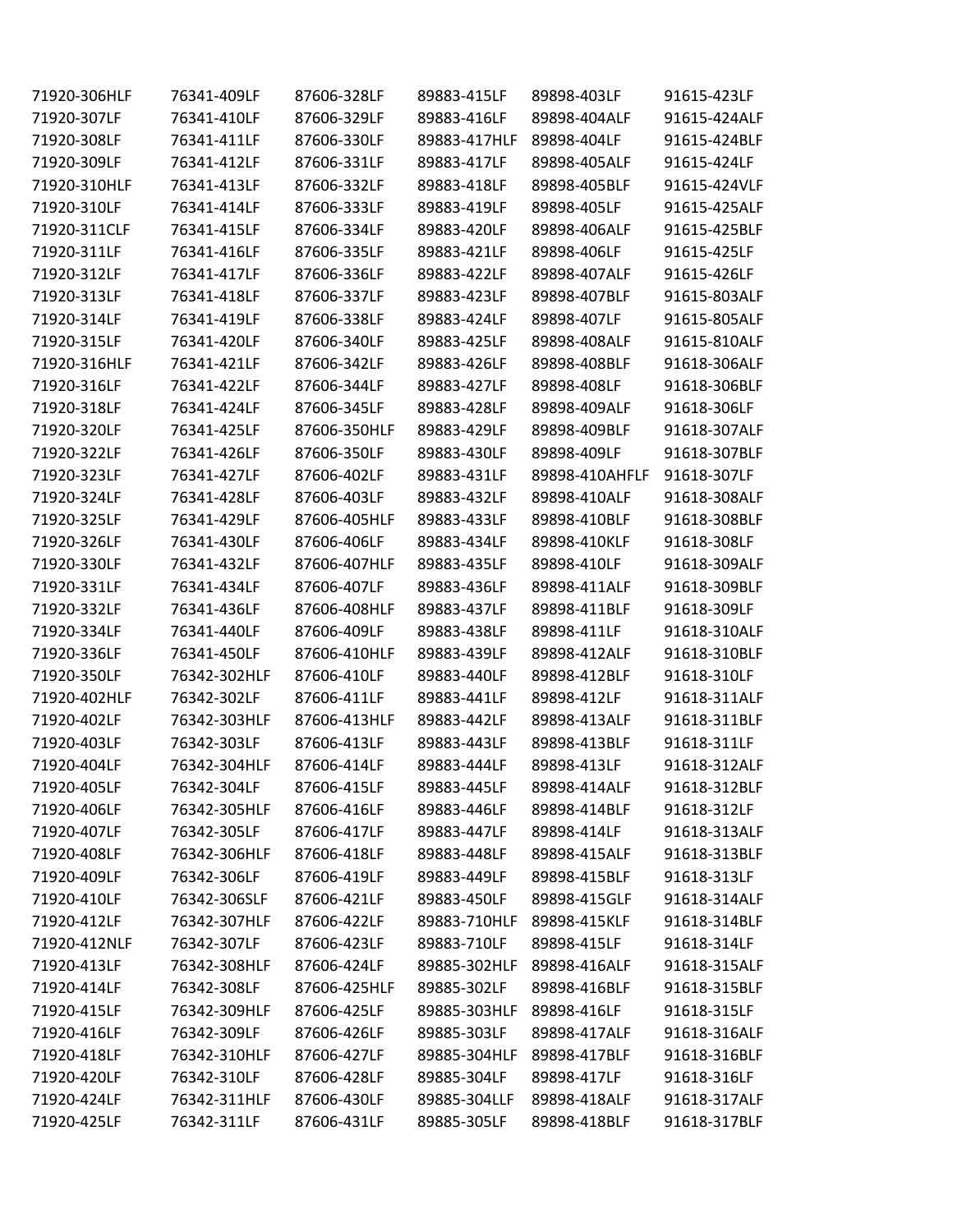| 71920-306HLF | 76341-409LF | 87606-328LF | 89883-415LF | 89898-403LF | 91615-423LF |
|---|---|---|---|---|---|
| 71920-307LF | 76341-410LF | 87606-329LF | 89883-416LF | 89898-404ALF | 91615-424ALF |
| 71920-308LF | 76341-411LF | 87606-330LF | 89883-417HLF | 89898-404LF | 91615-424BLF |
| 71920-309LF | 76341-412LF | 87606-331LF | 89883-417LF | 89898-405ALF | 91615-424LF |
| 71920-310HLF | 76341-413LF | 87606-332LF | 89883-418LF | 89898-405BLF | 91615-424VLF |
| 71920-310LF | 76341-414LF | 87606-333LF | 89883-419LF | 89898-405LF | 91615-425ALF |
| 71920-311CLF | 76341-415LF | 87606-334LF | 89883-420LF | 89898-406ALF | 91615-425BLF |
| 71920-311LF | 76341-416LF | 87606-335LF | 89883-421LF | 89898-406LF | 91615-425LF |
| 71920-312LF | 76341-417LF | 87606-336LF | 89883-422LF | 89898-407ALF | 91615-426LF |
| 71920-313LF | 76341-418LF | 87606-337LF | 89883-423LF | 89898-407BLF | 91615-803ALF |
| 71920-314LF | 76341-419LF | 87606-338LF | 89883-424LF | 89898-407LF | 91615-805ALF |
| 71920-315LF | 76341-420LF | 87606-340LF | 89883-425LF | 89898-408ALF | 91615-810ALF |
| 71920-316HLF | 76341-421LF | 87606-342LF | 89883-426LF | 89898-408BLF | 91618-306ALF |
| 71920-316LF | 76341-422LF | 87606-344LF | 89883-427LF | 89898-408LF | 91618-306BLF |
| 71920-318LF | 76341-424LF | 87606-345LF | 89883-428LF | 89898-409ALF | 91618-306LF |
| 71920-320LF | 76341-425LF | 87606-350HLF | 89883-429LF | 89898-409BLF | 91618-307ALF |
| 71920-322LF | 76341-426LF | 87606-350LF | 89883-430LF | 89898-409LF | 91618-307BLF |
| 71920-323LF | 76341-427LF | 87606-402LF | 89883-431LF | 89898-410AHFLF | 91618-307LF |
| 71920-324LF | 76341-428LF | 87606-403LF | 89883-432LF | 89898-410ALF | 91618-308ALF |
| 71920-325LF | 76341-429LF | 87606-405HLF | 89883-433LF | 89898-410BLF | 91618-308BLF |
| 71920-326LF | 76341-430LF | 87606-406LF | 89883-434LF | 89898-410KLF | 91618-308LF |
| 71920-330LF | 76341-432LF | 87606-407HLF | 89883-435LF | 89898-410LF | 91618-309ALF |
| 71920-331LF | 76341-434LF | 87606-407LF | 89883-436LF | 89898-411ALF | 91618-309BLF |
| 71920-332LF | 76341-436LF | 87606-408HLF | 89883-437LF | 89898-411BLF | 91618-309LF |
| 71920-334LF | 76341-440LF | 87606-409LF | 89883-438LF | 89898-411LF | 91618-310ALF |
| 71920-336LF | 76341-450LF | 87606-410HLF | 89883-439LF | 89898-412ALF | 91618-310BLF |
| 71920-350LF | 76342-302HLF | 87606-410LF | 89883-440LF | 89898-412BLF | 91618-310LF |
| 71920-402HLF | 76342-302LF | 87606-411LF | 89883-441LF | 89898-412LF | 91618-311ALF |
| 71920-402LF | 76342-303HLF | 87606-413HLF | 89883-442LF | 89898-413ALF | 91618-311BLF |
| 71920-403LF | 76342-303LF | 87606-413LF | 89883-443LF | 89898-413BLF | 91618-311LF |
| 71920-404LF | 76342-304HLF | 87606-414LF | 89883-444LF | 89898-413LF | 91618-312ALF |
| 71920-405LF | 76342-304LF | 87606-415LF | 89883-445LF | 89898-414ALF | 91618-312BLF |
| 71920-406LF | 76342-305HLF | 87606-416LF | 89883-446LF | 89898-414BLF | 91618-312LF |
| 71920-407LF | 76342-305LF | 87606-417LF | 89883-447LF | 89898-414LF | 91618-313ALF |
| 71920-408LF | 76342-306HLF | 87606-418LF | 89883-448LF | 89898-415ALF | 91618-313BLF |
| 71920-409LF | 76342-306LF | 87606-419LF | 89883-449LF | 89898-415BLF | 91618-313LF |
| 71920-410LF | 76342-306SLF | 87606-421LF | 89883-450LF | 89898-415GLF | 91618-314ALF |
| 71920-412LF | 76342-307HLF | 87606-422LF | 89883-710HLF | 89898-415KLF | 91618-314BLF |
| 71920-412NLF | 76342-307LF | 87606-423LF | 89883-710LF | 89898-415LF | 91618-314LF |
| 71920-413LF | 76342-308HLF | 87606-424LF | 89885-302HLF | 89898-416ALF | 91618-315ALF |
| 71920-414LF | 76342-308LF | 87606-425HLF | 89885-302LF | 89898-416BLF | 91618-315BLF |
| 71920-415LF | 76342-309HLF | 87606-425LF | 89885-303HLF | 89898-416LF | 91618-315LF |
| 71920-416LF | 76342-309LF | 87606-426LF | 89885-303LF | 89898-417ALF | 91618-316ALF |
| 71920-418LF | 76342-310HLF | 87606-427LF | 89885-304HLF | 89898-417BLF | 91618-316BLF |
| 71920-420LF | 76342-310LF | 87606-428LF | 89885-304LF | 89898-417LF | 91618-316LF |
| 71920-424LF | 76342-311HLF | 87606-430LF | 89885-304LLF | 89898-418ALF | 91618-317ALF |
| 71920-425LF | 76342-311LF | 87606-431LF | 89885-305LF | 89898-418BLF | 91618-317BLF |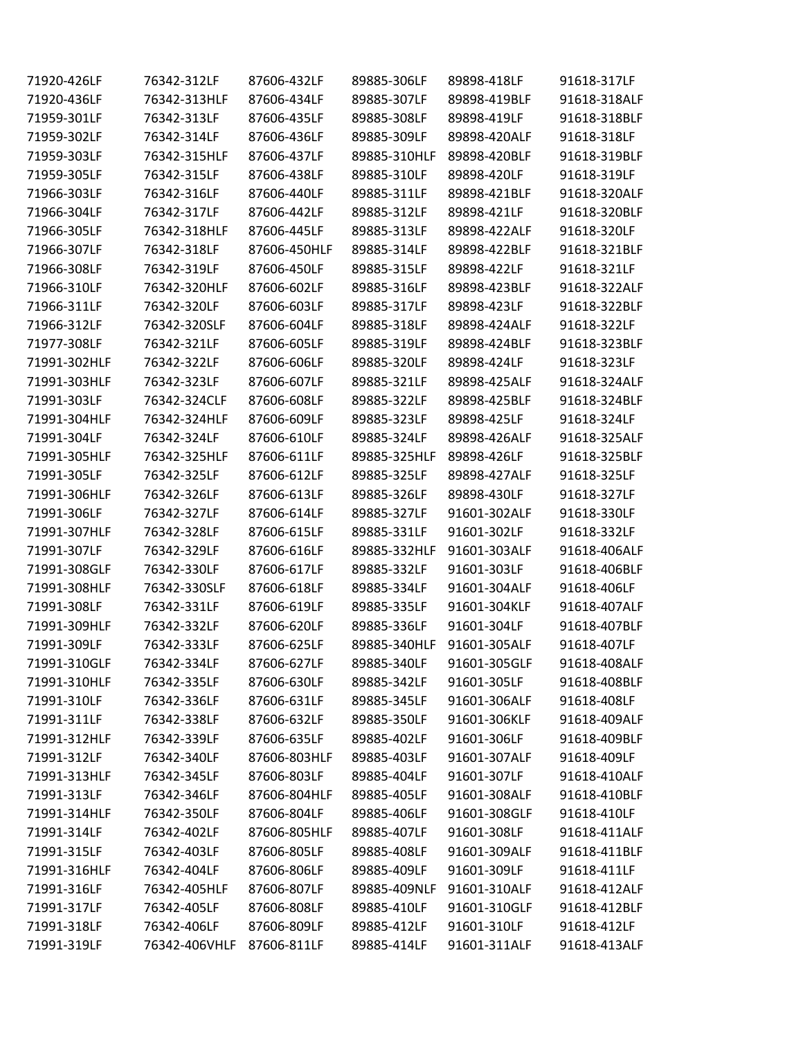| | | | | | |
|---|---|---|---|---|---|
| 71920-426LF | 76342-312LF | 87606-432LF | 89885-306LF | 89898-418LF | 91618-317LF |
| 71920-436LF | 76342-313HLF | 87606-434LF | 89885-307LF | 89898-419BLF | 91618-318ALF |
| 71959-301LF | 76342-313LF | 87606-435LF | 89885-308LF | 89898-419LF | 91618-318BLF |
| 71959-302LF | 76342-314LF | 87606-436LF | 89885-309LF | 89898-420ALF | 91618-318LF |
| 71959-303LF | 76342-315HLF | 87606-437LF | 89885-310HLF | 89898-420BLF | 91618-319BLF |
| 71959-305LF | 76342-315LF | 87606-438LF | 89885-310LF | 89898-420LF | 91618-319LF |
| 71966-303LF | 76342-316LF | 87606-440LF | 89885-311LF | 89898-421BLF | 91618-320ALF |
| 71966-304LF | 76342-317LF | 87606-442LF | 89885-312LF | 89898-421LF | 91618-320BLF |
| 71966-305LF | 76342-318HLF | 87606-445LF | 89885-313LF | 89898-422ALF | 91618-320LF |
| 71966-307LF | 76342-318LF | 87606-450HLF | 89885-314LF | 89898-422BLF | 91618-321BLF |
| 71966-308LF | 76342-319LF | 87606-450LF | 89885-315LF | 89898-422LF | 91618-321LF |
| 71966-310LF | 76342-320HLF | 87606-602LF | 89885-316LF | 89898-423BLF | 91618-322ALF |
| 71966-311LF | 76342-320LF | 87606-603LF | 89885-317LF | 89898-423LF | 91618-322BLF |
| 71966-312LF | 76342-320SLF | 87606-604LF | 89885-318LF | 89898-424ALF | 91618-322LF |
| 71977-308LF | 76342-321LF | 87606-605LF | 89885-319LF | 89898-424BLF | 91618-323BLF |
| 71991-302HLF | 76342-322LF | 87606-606LF | 89885-320LF | 89898-424LF | 91618-323LF |
| 71991-303HLF | 76342-323LF | 87606-607LF | 89885-321LF | 89898-425ALF | 91618-324ALF |
| 71991-303LF | 76342-324CLF | 87606-608LF | 89885-322LF | 89898-425BLF | 91618-324BLF |
| 71991-304HLF | 76342-324HLF | 87606-609LF | 89885-323LF | 89898-425LF | 91618-324LF |
| 71991-304LF | 76342-324LF | 87606-610LF | 89885-324LF | 89898-426ALF | 91618-325ALF |
| 71991-305HLF | 76342-325HLF | 87606-611LF | 89885-325HLF | 89898-426LF | 91618-325BLF |
| 71991-305LF | 76342-325LF | 87606-612LF | 89885-325LF | 89898-427ALF | 91618-325LF |
| 71991-306HLF | 76342-326LF | 87606-613LF | 89885-326LF | 89898-430LF | 91618-327LF |
| 71991-306LF | 76342-327LF | 87606-614LF | 89885-327LF | 91601-302ALF | 91618-330LF |
| 71991-307HLF | 76342-328LF | 87606-615LF | 89885-331LF | 91601-302LF | 91618-332LF |
| 71991-307LF | 76342-329LF | 87606-616LF | 89885-332HLF | 91601-303ALF | 91618-406ALF |
| 71991-308GLF | 76342-330LF | 87606-617LF | 89885-332LF | 91601-303LF | 91618-406BLF |
| 71991-308HLF | 76342-330SLF | 87606-618LF | 89885-334LF | 91601-304ALF | 91618-406LF |
| 71991-308LF | 76342-331LF | 87606-619LF | 89885-335LF | 91601-304KLF | 91618-407ALF |
| 71991-309HLF | 76342-332LF | 87606-620LF | 89885-336LF | 91601-304LF | 91618-407BLF |
| 71991-309LF | 76342-333LF | 87606-625LF | 89885-340HLF | 91601-305ALF | 91618-407LF |
| 71991-310GLF | 76342-334LF | 87606-627LF | 89885-340LF | 91601-305GLF | 91618-408ALF |
| 71991-310HLF | 76342-335LF | 87606-630LF | 89885-342LF | 91601-305LF | 91618-408BLF |
| 71991-310LF | 76342-336LF | 87606-631LF | 89885-345LF | 91601-306ALF | 91618-408LF |
| 71991-311LF | 76342-338LF | 87606-632LF | 89885-350LF | 91601-306KLF | 91618-409ALF |
| 71991-312HLF | 76342-339LF | 87606-635LF | 89885-402LF | 91601-306LF | 91618-409BLF |
| 71991-312LF | 76342-340LF | 87606-803HLF | 89885-403LF | 91601-307ALF | 91618-409LF |
| 71991-313HLF | 76342-345LF | 87606-803LF | 89885-404LF | 91601-307LF | 91618-410ALF |
| 71991-313LF | 76342-346LF | 87606-804HLF | 89885-405LF | 91601-308ALF | 91618-410BLF |
| 71991-314HLF | 76342-350LF | 87606-804LF | 89885-406LF | 91601-308GLF | 91618-410LF |
| 71991-314LF | 76342-402LF | 87606-805HLF | 89885-407LF | 91601-308LF | 91618-411ALF |
| 71991-315LF | 76342-403LF | 87606-805LF | 89885-408LF | 91601-309ALF | 91618-411BLF |
| 71991-316HLF | 76342-404LF | 87606-806LF | 89885-409LF | 91601-309LF | 91618-411LF |
| 71991-316LF | 76342-405HLF | 87606-807LF | 89885-409NLF | 91601-310ALF | 91618-412ALF |
| 71991-317LF | 76342-405LF | 87606-808LF | 89885-410LF | 91601-310GLF | 91618-412BLF |
| 71991-318LF | 76342-406LF | 87606-809LF | 89885-412LF | 91601-310LF | 91618-412LF |
| 71991-319LF | 76342-406VHLF | 87606-811LF | 89885-414LF | 91601-311ALF | 91618-413ALF |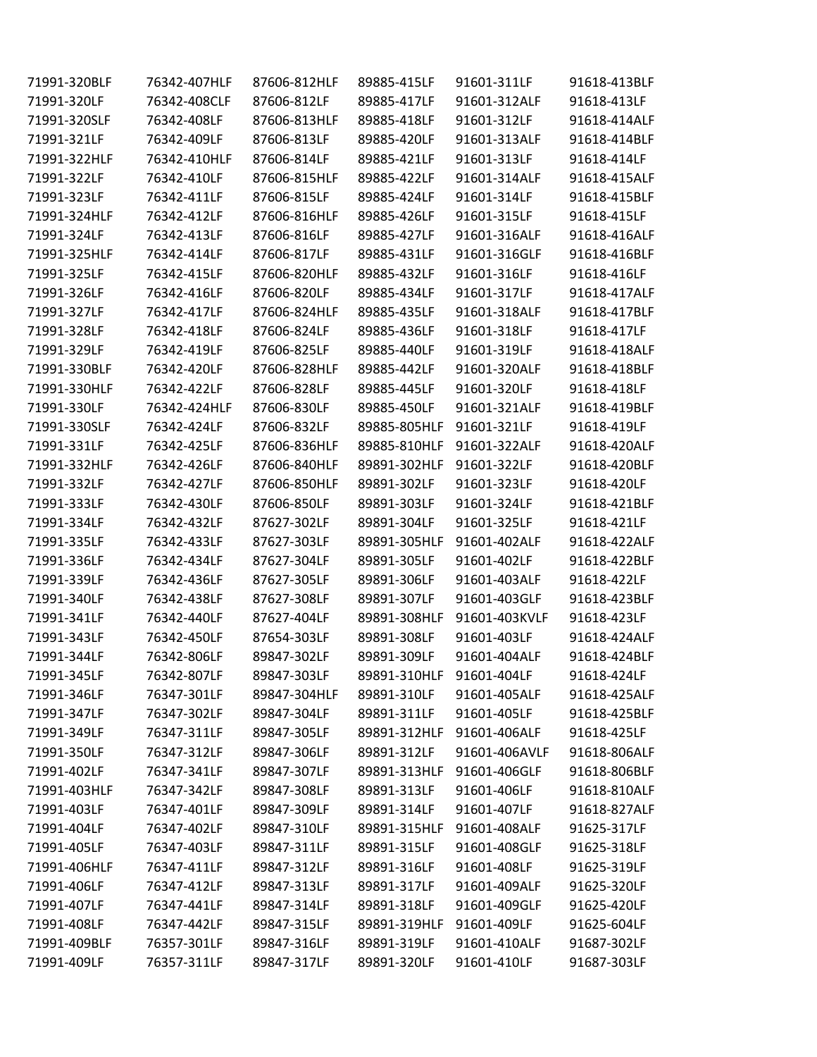| 71991-320BLF | 76342-407HLF | 87606-812HLF | 89885-415LF | 91601-311LF | 91618-413BLF |
|---|---|---|---|---|---|
| 71991-320LF | 76342-408CLF | 87606-812LF | 89885-417LF | 91601-312ALF | 91618-413LF |
| 71991-320SLF | 76342-408LF | 87606-813HLF | 89885-418LF | 91601-312LF | 91618-414ALF |
| 71991-321LF | 76342-409LF | 87606-813LF | 89885-420LF | 91601-313ALF | 91618-414BLF |
| 71991-322HLF | 76342-410HLF | 87606-814LF | 89885-421LF | 91601-313LF | 91618-414LF |
| 71991-322LF | 76342-410LF | 87606-815HLF | 89885-422LF | 91601-314ALF | 91618-415ALF |
| 71991-323LF | 76342-411LF | 87606-815LF | 89885-424LF | 91601-314LF | 91618-415BLF |
| 71991-324HLF | 76342-412LF | 87606-816HLF | 89885-426LF | 91601-315LF | 91618-415LF |
| 71991-324LF | 76342-413LF | 87606-816LF | 89885-427LF | 91601-316ALF | 91618-416ALF |
| 71991-325HLF | 76342-414LF | 87606-817LF | 89885-431LF | 91601-316GLF | 91618-416BLF |
| 71991-325LF | 76342-415LF | 87606-820HLF | 89885-432LF | 91601-316LF | 91618-416LF |
| 71991-326LF | 76342-416LF | 87606-820LF | 89885-434LF | 91601-317LF | 91618-417ALF |
| 71991-327LF | 76342-417LF | 87606-824HLF | 89885-435LF | 91601-318ALF | 91618-417BLF |
| 71991-328LF | 76342-418LF | 87606-824LF | 89885-436LF | 91601-318LF | 91618-417LF |
| 71991-329LF | 76342-419LF | 87606-825LF | 89885-440LF | 91601-319LF | 91618-418ALF |
| 71991-330BLF | 76342-420LF | 87606-828HLF | 89885-442LF | 91601-320ALF | 91618-418BLF |
| 71991-330HLF | 76342-422LF | 87606-828LF | 89885-445LF | 91601-320LF | 91618-418LF |
| 71991-330LF | 76342-424HLF | 87606-830LF | 89885-450LF | 91601-321ALF | 91618-419BLF |
| 71991-330SLF | 76342-424LF | 87606-832LF | 89885-805HLF | 91601-321LF | 91618-419LF |
| 71991-331LF | 76342-425LF | 87606-836HLF | 89885-810HLF | 91601-322ALF | 91618-420ALF |
| 71991-332HLF | 76342-426LF | 87606-840HLF | 89891-302HLF | 91601-322LF | 91618-420BLF |
| 71991-332LF | 76342-427LF | 87606-850HLF | 89891-302LF | 91601-323LF | 91618-420LF |
| 71991-333LF | 76342-430LF | 87606-850LF | 89891-303LF | 91601-324LF | 91618-421BLF |
| 71991-334LF | 76342-432LF | 87627-302LF | 89891-304LF | 91601-325LF | 91618-421LF |
| 71991-335LF | 76342-433LF | 87627-303LF | 89891-305HLF | 91601-402ALF | 91618-422ALF |
| 71991-336LF | 76342-434LF | 87627-304LF | 89891-305LF | 91601-402LF | 91618-422BLF |
| 71991-339LF | 76342-436LF | 87627-305LF | 89891-306LF | 91601-403ALF | 91618-422LF |
| 71991-340LF | 76342-438LF | 87627-308LF | 89891-307LF | 91601-403GLF | 91618-423BLF |
| 71991-341LF | 76342-440LF | 87627-404LF | 89891-308HLF | 91601-403KVLF | 91618-423LF |
| 71991-343LF | 76342-450LF | 87654-303LF | 89891-308LF | 91601-403LF | 91618-424ALF |
| 71991-344LF | 76342-806LF | 89847-302LF | 89891-309LF | 91601-404ALF | 91618-424BLF |
| 71991-345LF | 76342-807LF | 89847-303LF | 89891-310HLF | 91601-404LF | 91618-424LF |
| 71991-346LF | 76347-301LF | 89847-304HLF | 89891-310LF | 91601-405ALF | 91618-425ALF |
| 71991-347LF | 76347-302LF | 89847-304LF | 89891-311LF | 91601-405LF | 91618-425BLF |
| 71991-349LF | 76347-311LF | 89847-305LF | 89891-312HLF | 91601-406ALF | 91618-425LF |
| 71991-350LF | 76347-312LF | 89847-306LF | 89891-312LF | 91601-406AVLF | 91618-806ALF |
| 71991-402LF | 76347-341LF | 89847-307LF | 89891-313HLF | 91601-406GLF | 91618-806BLF |
| 71991-403HLF | 76347-342LF | 89847-308LF | 89891-313LF | 91601-406LF | 91618-810ALF |
| 71991-403LF | 76347-401LF | 89847-309LF | 89891-314LF | 91601-407LF | 91618-827ALF |
| 71991-404LF | 76347-402LF | 89847-310LF | 89891-315HLF | 91601-408ALF | 91625-317LF |
| 71991-405LF | 76347-403LF | 89847-311LF | 89891-315LF | 91601-408GLF | 91625-318LF |
| 71991-406HLF | 76347-411LF | 89847-312LF | 89891-316LF | 91601-408LF | 91625-319LF |
| 71991-406LF | 76347-412LF | 89847-313LF | 89891-317LF | 91601-409ALF | 91625-320LF |
| 71991-407LF | 76347-441LF | 89847-314LF | 89891-318LF | 91601-409GLF | 91625-420LF |
| 71991-408LF | 76347-442LF | 89847-315LF | 89891-319HLF | 91601-409LF | 91625-604LF |
| 71991-409BLF | 76357-301LF | 89847-316LF | 89891-319LF | 91601-410ALF | 91687-302LF |
| 71991-409LF | 76357-311LF | 89847-317LF | 89891-320LF | 91601-410LF | 91687-303LF |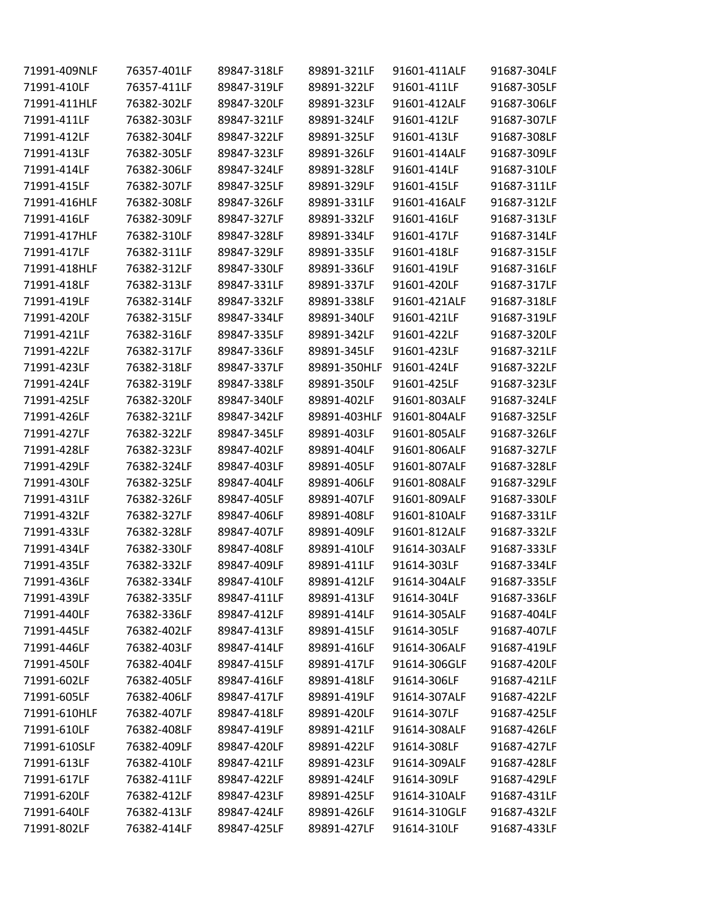| 71991-409NLF | 76357-401LF | 89847-318LF | 89891-321LF | 91601-411ALF | 91687-304LF |
|---|---|---|---|---|---|
| 71991-410LF | 76357-411LF | 89847-319LF | 89891-322LF | 91601-411LF | 91687-305LF |
| 71991-411HLF | 76382-302LF | 89847-320LF | 89891-323LF | 91601-412ALF | 91687-306LF |
| 71991-411LF | 76382-303LF | 89847-321LF | 89891-324LF | 91601-412LF | 91687-307LF |
| 71991-412LF | 76382-304LF | 89847-322LF | 89891-325LF | 91601-413LF | 91687-308LF |
| 71991-413LF | 76382-305LF | 89847-323LF | 89891-326LF | 91601-414ALF | 91687-309LF |
| 71991-414LF | 76382-306LF | 89847-324LF | 89891-328LF | 91601-414LF | 91687-310LF |
| 71991-415LF | 76382-307LF | 89847-325LF | 89891-329LF | 91601-415LF | 91687-311LF |
| 71991-416HLF | 76382-308LF | 89847-326LF | 89891-331LF | 91601-416ALF | 91687-312LF |
| 71991-416LF | 76382-309LF | 89847-327LF | 89891-332LF | 91601-416LF | 91687-313LF |
| 71991-417HLF | 76382-310LF | 89847-328LF | 89891-334LF | 91601-417LF | 91687-314LF |
| 71991-417LF | 76382-311LF | 89847-329LF | 89891-335LF | 91601-418LF | 91687-315LF |
| 71991-418HLF | 76382-312LF | 89847-330LF | 89891-336LF | 91601-419LF | 91687-316LF |
| 71991-418LF | 76382-313LF | 89847-331LF | 89891-337LF | 91601-420LF | 91687-317LF |
| 71991-419LF | 76382-314LF | 89847-332LF | 89891-338LF | 91601-421ALF | 91687-318LF |
| 71991-420LF | 76382-315LF | 89847-334LF | 89891-340LF | 91601-421LF | 91687-319LF |
| 71991-421LF | 76382-316LF | 89847-335LF | 89891-342LF | 91601-422LF | 91687-320LF |
| 71991-422LF | 76382-317LF | 89847-336LF | 89891-345LF | 91601-423LF | 91687-321LF |
| 71991-423LF | 76382-318LF | 89847-337LF | 89891-350HLF | 91601-424LF | 91687-322LF |
| 71991-424LF | 76382-319LF | 89847-338LF | 89891-350LF | 91601-425LF | 91687-323LF |
| 71991-425LF | 76382-320LF | 89847-340LF | 89891-402LF | 91601-803ALF | 91687-324LF |
| 71991-426LF | 76382-321LF | 89847-342LF | 89891-403HLF | 91601-804ALF | 91687-325LF |
| 71991-427LF | 76382-322LF | 89847-345LF | 89891-403LF | 91601-805ALF | 91687-326LF |
| 71991-428LF | 76382-323LF | 89847-402LF | 89891-404LF | 91601-806ALF | 91687-327LF |
| 71991-429LF | 76382-324LF | 89847-403LF | 89891-405LF | 91601-807ALF | 91687-328LF |
| 71991-430LF | 76382-325LF | 89847-404LF | 89891-406LF | 91601-808ALF | 91687-329LF |
| 71991-431LF | 76382-326LF | 89847-405LF | 89891-407LF | 91601-809ALF | 91687-330LF |
| 71991-432LF | 76382-327LF | 89847-406LF | 89891-408LF | 91601-810ALF | 91687-331LF |
| 71991-433LF | 76382-328LF | 89847-407LF | 89891-409LF | 91601-812ALF | 91687-332LF |
| 71991-434LF | 76382-330LF | 89847-408LF | 89891-410LF | 91614-303ALF | 91687-333LF |
| 71991-435LF | 76382-332LF | 89847-409LF | 89891-411LF | 91614-303LF | 91687-334LF |
| 71991-436LF | 76382-334LF | 89847-410LF | 89891-412LF | 91614-304ALF | 91687-335LF |
| 71991-439LF | 76382-335LF | 89847-411LF | 89891-413LF | 91614-304LF | 91687-336LF |
| 71991-440LF | 76382-336LF | 89847-412LF | 89891-414LF | 91614-305ALF | 91687-404LF |
| 71991-445LF | 76382-402LF | 89847-413LF | 89891-415LF | 91614-305LF | 91687-407LF |
| 71991-446LF | 76382-403LF | 89847-414LF | 89891-416LF | 91614-306ALF | 91687-419LF |
| 71991-450LF | 76382-404LF | 89847-415LF | 89891-417LF | 91614-306GLF | 91687-420LF |
| 71991-602LF | 76382-405LF | 89847-416LF | 89891-418LF | 91614-306LF | 91687-421LF |
| 71991-605LF | 76382-406LF | 89847-417LF | 89891-419LF | 91614-307ALF | 91687-422LF |
| 71991-610HLF | 76382-407LF | 89847-418LF | 89891-420LF | 91614-307LF | 91687-425LF |
| 71991-610LF | 76382-408LF | 89847-419LF | 89891-421LF | 91614-308ALF | 91687-426LF |
| 71991-610SLF | 76382-409LF | 89847-420LF | 89891-422LF | 91614-308LF | 91687-427LF |
| 71991-613LF | 76382-410LF | 89847-421LF | 89891-423LF | 91614-309ALF | 91687-428LF |
| 71991-617LF | 76382-411LF | 89847-422LF | 89891-424LF | 91614-309LF | 91687-429LF |
| 71991-620LF | 76382-412LF | 89847-423LF | 89891-425LF | 91614-310ALF | 91687-431LF |
| 71991-640LF | 76382-413LF | 89847-424LF | 89891-426LF | 91614-310GLF | 91687-432LF |
| 71991-802LF | 76382-414LF | 89847-425LF | 89891-427LF | 91614-310LF | 91687-433LF |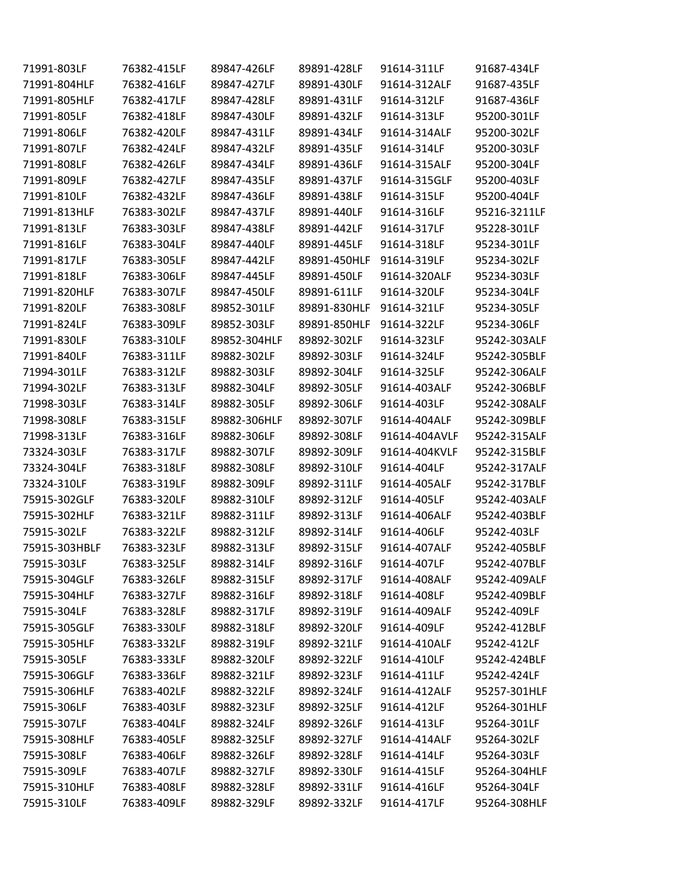| | | | | | |
|---|---|---|---|---|---|
| 71991-803LF | 76382-415LF | 89847-426LF | 89891-428LF | 91614-311LF | 91687-434LF |
| 71991-804HLF | 76382-416LF | 89847-427LF | 89891-430LF | 91614-312ALF | 91687-435LF |
| 71991-805HLF | 76382-417LF | 89847-428LF | 89891-431LF | 91614-312LF | 91687-436LF |
| 71991-805LF | 76382-418LF | 89847-430LF | 89891-432LF | 91614-313LF | 95200-301LF |
| 71991-806LF | 76382-420LF | 89847-431LF | 89891-434LF | 91614-314ALF | 95200-302LF |
| 71991-807LF | 76382-424LF | 89847-432LF | 89891-435LF | 91614-314LF | 95200-303LF |
| 71991-808LF | 76382-426LF | 89847-434LF | 89891-436LF | 91614-315ALF | 95200-304LF |
| 71991-809LF | 76382-427LF | 89847-435LF | 89891-437LF | 91614-315GLF | 95200-403LF |
| 71991-810LF | 76382-432LF | 89847-436LF | 89891-438LF | 91614-315LF | 95200-404LF |
| 71991-813HLF | 76383-302LF | 89847-437LF | 89891-440LF | 91614-316LF | 95216-3211LF |
| 71991-813LF | 76383-303LF | 89847-438LF | 89891-442LF | 91614-317LF | 95228-301LF |
| 71991-816LF | 76383-304LF | 89847-440LF | 89891-445LF | 91614-318LF | 95234-301LF |
| 71991-817LF | 76383-305LF | 89847-442LF | 89891-450HLF | 91614-319LF | 95234-302LF |
| 71991-818LF | 76383-306LF | 89847-445LF | 89891-450LF | 91614-320ALF | 95234-303LF |
| 71991-820HLF | 76383-307LF | 89847-450LF | 89891-611LF | 91614-320LF | 95234-304LF |
| 71991-820LF | 76383-308LF | 89852-301LF | 89891-830HLF | 91614-321LF | 95234-305LF |
| 71991-824LF | 76383-309LF | 89852-303LF | 89891-850HLF | 91614-322LF | 95234-306LF |
| 71991-830LF | 76383-310LF | 89852-304HLF | 89892-302LF | 91614-323LF | 95242-303ALF |
| 71991-840LF | 76383-311LF | 89882-302LF | 89892-303LF | 91614-324LF | 95242-305BLF |
| 71994-301LF | 76383-312LF | 89882-303LF | 89892-304LF | 91614-325LF | 95242-306ALF |
| 71994-302LF | 76383-313LF | 89882-304LF | 89892-305LF | 91614-403ALF | 95242-306BLF |
| 71998-303LF | 76383-314LF | 89882-305LF | 89892-306LF | 91614-403LF | 95242-308ALF |
| 71998-308LF | 76383-315LF | 89882-306HLF | 89892-307LF | 91614-404ALF | 95242-309BLF |
| 71998-313LF | 76383-316LF | 89882-306LF | 89892-308LF | 91614-404AVLF | 95242-315ALF |
| 73324-303LF | 76383-317LF | 89882-307LF | 89892-309LF | 91614-404KVLF | 95242-315BLF |
| 73324-304LF | 76383-318LF | 89882-308LF | 89892-310LF | 91614-404LF | 95242-317ALF |
| 73324-310LF | 76383-319LF | 89882-309LF | 89892-311LF | 91614-405ALF | 95242-317BLF |
| 75915-302GLF | 76383-320LF | 89882-310LF | 89892-312LF | 91614-405LF | 95242-403ALF |
| 75915-302HLF | 76383-321LF | 89882-311LF | 89892-313LF | 91614-406ALF | 95242-403BLF |
| 75915-302LF | 76383-322LF | 89882-312LF | 89892-314LF | 91614-406LF | 95242-403LF |
| 75915-303HBLF | 76383-323LF | 89882-313LF | 89892-315LF | 91614-407ALF | 95242-405BLF |
| 75915-303LF | 76383-325LF | 89882-314LF | 89892-316LF | 91614-407LF | 95242-407BLF |
| 75915-304GLF | 76383-326LF | 89882-315LF | 89892-317LF | 91614-408ALF | 95242-409ALF |
| 75915-304HLF | 76383-327LF | 89882-316LF | 89892-318LF | 91614-408LF | 95242-409BLF |
| 75915-304LF | 76383-328LF | 89882-317LF | 89892-319LF | 91614-409ALF | 95242-409LF |
| 75915-305GLF | 76383-330LF | 89882-318LF | 89892-320LF | 91614-409LF | 95242-412BLF |
| 75915-305HLF | 76383-332LF | 89882-319LF | 89892-321LF | 91614-410ALF | 95242-412LF |
| 75915-305LF | 76383-333LF | 89882-320LF | 89892-322LF | 91614-410LF | 95242-424BLF |
| 75915-306GLF | 76383-336LF | 89882-321LF | 89892-323LF | 91614-411LF | 95242-424LF |
| 75915-306HLF | 76383-402LF | 89882-322LF | 89892-324LF | 91614-412ALF | 95257-301HLF |
| 75915-306LF | 76383-403LF | 89882-323LF | 89892-325LF | 91614-412LF | 95264-301HLF |
| 75915-307LF | 76383-404LF | 89882-324LF | 89892-326LF | 91614-413LF | 95264-301LF |
| 75915-308HLF | 76383-405LF | 89882-325LF | 89892-327LF | 91614-414ALF | 95264-302LF |
| 75915-308LF | 76383-406LF | 89882-326LF | 89892-328LF | 91614-414LF | 95264-303LF |
| 75915-309LF | 76383-407LF | 89882-327LF | 89892-330LF | 91614-415LF | 95264-304HLF |
| 75915-310HLF | 76383-408LF | 89882-328LF | 89892-331LF | 91614-416LF | 95264-304LF |
| 75915-310LF | 76383-409LF | 89882-329LF | 89892-332LF | 91614-417LF | 95264-308HLF |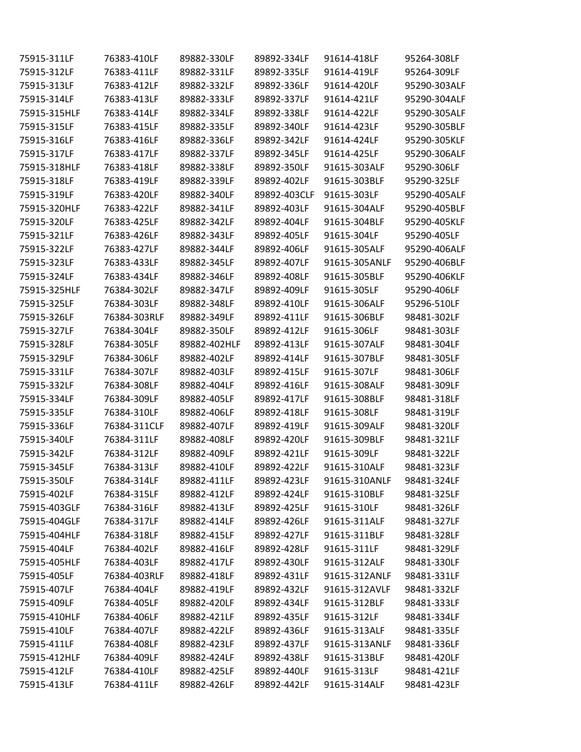75915-311LF
75915-312LF
75915-313LF
75915-314LF
75915-315HLF
75915-315LF
75915-316LF
75915-317LF
75915-318HLF
75915-318LF
75915-319LF
75915-320HLF
75915-320LF
75915-321LF
75915-322LF
75915-323LF
75915-324LF
75915-325HLF
75915-325LF
75915-326LF
75915-327LF
75915-328LF
75915-329LF
75915-331LF
75915-332LF
75915-334LF
75915-335LF
75915-336LF
75915-340LF
75915-342LF
75915-345LF
75915-350LF
75915-402LF
75915-403GLF
75915-404GLF
75915-404HLF
75915-404LF
75915-405HLF
75915-405LF
75915-407LF
75915-409LF
75915-410HLF
75915-410LF
75915-411LF
75915-412HLF
75915-412LF
75915-413LF
76383-410LF
76383-411LF
76383-412LF
76383-413LF
76383-414LF
76383-415LF
76383-416LF
76383-417LF
76383-418LF
76383-419LF
76383-420LF
76383-422LF
76383-425LF
76383-426LF
76383-427LF
76383-433LF
76383-434LF
76384-302LF
76384-303LF
76384-303RLF
76384-304LF
76384-305LF
76384-306LF
76384-307LF
76384-308LF
76384-309LF
76384-310LF
76384-311CLF
76384-311LF
76384-312LF
76384-313LF
76384-314LF
76384-315LF
76384-316LF
76384-317LF
76384-318LF
76384-402LF
76384-403LF
76384-403RLF
76384-404LF
76384-405LF
76384-406LF
76384-407LF
76384-408LF
76384-409LF
76384-410LF
76384-411LF
89882-330LF
89882-331LF
89882-332LF
89882-333LF
89882-334LF
89882-335LF
89882-336LF
89882-337LF
89882-338LF
89882-339LF
89882-340LF
89882-341LF
89882-342LF
89882-343LF
89882-344LF
89882-345LF
89882-346LF
89882-347LF
89882-348LF
89882-349LF
89882-350LF
89882-402HLF
89882-402LF
89882-403LF
89882-404LF
89882-405LF
89882-406LF
89882-407LF
89882-408LF
89882-409LF
89882-410LF
89882-411LF
89882-412LF
89882-413LF
89882-414LF
89882-415LF
89882-416LF
89882-417LF
89882-418LF
89882-419LF
89882-420LF
89882-421LF
89882-422LF
89882-423LF
89882-424LF
89882-425LF
89882-426LF
89892-334LF
89892-335LF
89892-336LF
89892-337LF
89892-338LF
89892-340LF
89892-342LF
89892-345LF
89892-350LF
89892-402LF
89892-403CLF
89892-403LF
89892-404LF
89892-405LF
89892-406LF
89892-407LF
89892-408LF
89892-409LF
89892-410LF
89892-411LF
89892-412LF
89892-413LF
89892-414LF
89892-415LF
89892-416LF
89892-417LF
89892-418LF
89892-419LF
89892-420LF
89892-421LF
89892-422LF
89892-423LF
89892-424LF
89892-425LF
89892-426LF
89892-427LF
89892-428LF
89892-430LF
89892-431LF
89892-432LF
89892-434LF
89892-435LF
89892-436LF
89892-437LF
89892-438LF
89892-440LF
89892-442LF
91614-418LF
91614-419LF
91614-420LF
91614-421LF
91614-422LF
91614-423LF
91614-424LF
91614-425LF
91615-303ALF
91615-303BLF
91615-303LF
91615-304ALF
91615-304BLF
91615-304LF
91615-305ALF
91615-305ANLF
91615-305BLF
91615-305LF
91615-306ALF
91615-306BLF
91615-306LF
91615-307ALF
91615-307BLF
91615-307LF
91615-308ALF
91615-308BLF
91615-308LF
91615-309ALF
91615-309BLF
91615-309LF
91615-310ALF
91615-310ANLF
91615-310BLF
91615-310LF
91615-311ALF
91615-311BLF
91615-311LF
91615-312ALF
91615-312ANLF
91615-312AVLF
91615-312BLF
91615-312LF
91615-313ALF
91615-313ANLF
91615-313BLF
91615-313LF
91615-314ALF
95264-308LF
95264-309LF
95290-303ALF
95290-304ALF
95290-305ALF
95290-305BLF
95290-305KLF
95290-306ALF
95290-306LF
95290-325LF
95290-405ALF
95290-405BLF
95290-405KLF
95290-405LF
95290-406ALF
95290-406BLF
95290-406KLF
95290-406LF
95296-510LF
98481-302LF
98481-303LF
98481-304LF
98481-305LF
98481-306LF
98481-309LF
98481-318LF
98481-319LF
98481-320LF
98481-321LF
98481-322LF
98481-323LF
98481-324LF
98481-325LF
98481-326LF
98481-327LF
98481-328LF
98481-329LF
98481-330LF
98481-331LF
98481-332LF
98481-333LF
98481-334LF
98481-335LF
98481-336LF
98481-420LF
98481-421LF
98481-423LF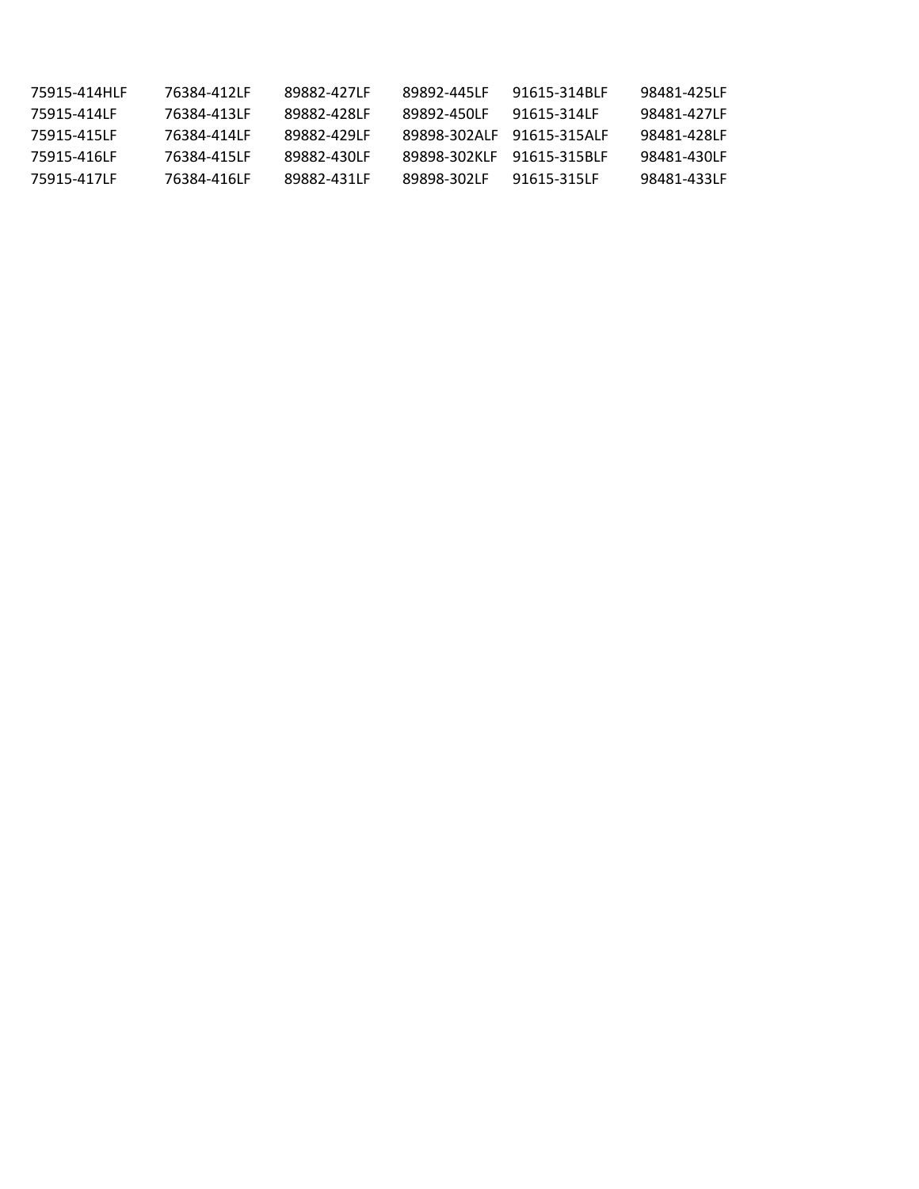| | | | | | |
|---|---|---|---|---|---|
| 75915-414HLF | 76384-412LF | 89882-427LF | 89892-445LF | 91615-314BLF | 98481-425LF |
| 75915-414LF | 76384-413LF | 89882-428LF | 89892-450LF | 91615-314LF | 98481-427LF |
| 75915-415LF | 76384-414LF | 89882-429LF | 89898-302ALF | 91615-315ALF | 98481-428LF |
| 75915-416LF | 76384-415LF | 89882-430LF | 89898-302KLF | 91615-315BLF | 98481-430LF |
| 75915-417LF | 76384-416LF | 89882-431LF | 89898-302LF | 91615-315LF | 98481-433LF |